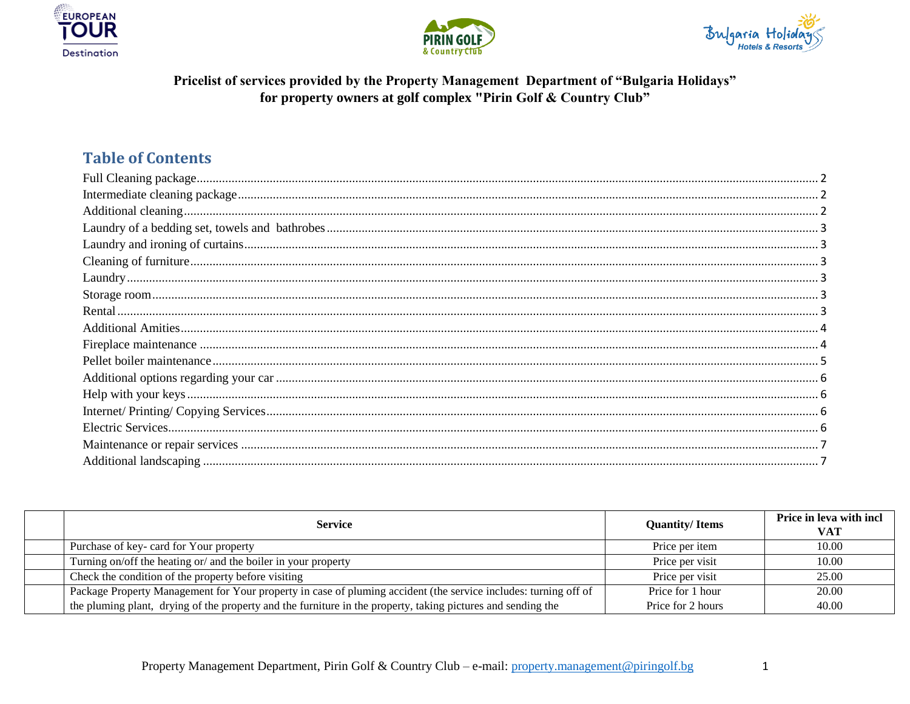**Pricelist of services provided by the Property Management Department of "Bulgaria Holidays" for property owners at golf complex "Pirin Golf & Country Club"**

## Table of Contents

- Full Cleaning package ........ 2
- Intermediate cleaning package ........ 2
- Additional cleaning ........ 2
- Laundry of a bedding set, towels and bathrobes ........ 3
- Laundry and ironing of curtains ........ 3
- Cleaning of furniture ........ 3
- Laundry ........ 3
- Storage room ........ 3
- Rental ........ 3
- Additional Amities ........ 4
- Fireplace maintenance ........ 4
- Pellet boiler maintenance ........ 5
- Additional options regarding your car ........ 6
- Help with your keys ........ 6
- Internet/ Printing/ Copying Services ........ 6
- Electric Services ........ 6
- Maintenance or repair services ........ 7
- Additional landscaping ........ 7

| | Service | Quantity/ Items | Price in leva with incl VAT |
|---|---|---|---|
| | Purchase of key- card for Your property | Price per item | 10.00 |
| | Turning on/off the heating or/ and the boiler in your property | Price per visit | 10.00 |
| | Check the condition of the property before visiting | Price per visit | 25.00 |
| | Package Property Management for Your property in case of pluming accident (the service includes: turning off of the pluming plant, drying of the property and the furniture in the property, taking pictures and sending the | Price for 1 hour<br>Price for 2 hours | 20.00<br>40.00 |

Property Management Department, Pirin Golf & Country Club – e-mail: property.management@piringolf.bg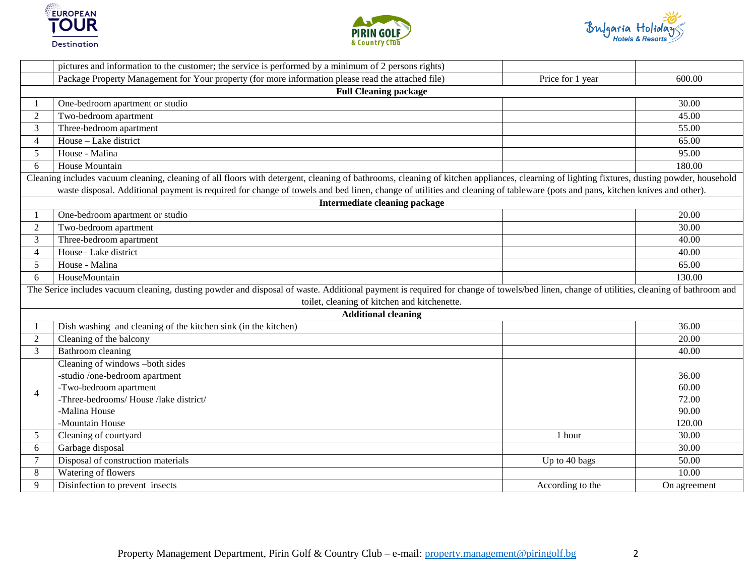|  |  |  |  |
|---|---|---|---|
|  | pictures and information to the customer; the service is performed by a minimum of 2 persons rights) |  |  |
|  | Package Property Management for Your property (for more information please read the attached file) | Price for 1 year | 600.00 |
| **Full Cleaning package** | | | |
| 1 | One-bedroom apartment or studio |  | 30.00 |
| 2 | Two-bedroom apartment |  | 45.00 |
| 3 | Three-bedroom apartment |  | 55.00 |
| 4 | House – Lake district |  | 65.00 |
| 5 | House - Malina |  | 95.00 |
| 6 | House Mountain |  | 180.00 |
| Cleaning includes vacuum cleaning, cleaning of all floors with detergent, cleaning of bathrooms, cleaning of kitchen appliances, clearning of lighting fixtures, dusting powder, household waste disposal. Additional payment is required for change of towels and bed linen, change of utilities and cleaning of tableware (pots and pans, kitchen knives and other). | | | |
| **Intermediate cleaning package** | | | |
| 1 | One-bedroom apartment or studio |  | 20.00 |
| 2 | Two-bedroom apartment |  | 30.00 |
| 3 | Three-bedroom apartment |  | 40.00 |
| 4 | House– Lake district |  | 40.00 |
| 5 | House - Malina |  | 65.00 |
| 6 | HouseMountain |  | 130.00 |
| The Serice includes vacuum cleaning, dusting powder and disposal of waste. Additional payment is required for change of towels/bed linen, change of utilities, cleaning of bathroom and toilet, cleaning of kitchen and kitchenette. | | | |
| **Additional cleaning** | | | |
| 1 | Dish washing  and cleaning of the kitchen sink (in the kitchen) |  | 36.00 |
| 2 | Cleaning of the balcony |  | 20.00 |
| 3 | Bathroom cleaning |  | 40.00 |
| 4 | Cleaning of windows –both sides<br>-studio /one-bedroom apartment<br>-Two-bedroom apartment<br>-Three-bedrooms/ House /lake district/<br>-Malina House<br>-Mountain House |  | <br>36.00<br>60.00<br>72.00<br>90.00<br>120.00 |
| 5 | Cleaning of courtyard | 1 hour | 30.00 |
| 6 | Garbage disposal |  | 30.00 |
| 7 | Disposal of construction materials | Up to 40 bags | 50.00 |
| 8 | Watering of flowers |  | 10.00 |
| 9 | Disinfection to prevent  insects | According to the | On agreement |

Property Management Department, Pirin Golf & Country Club – e-mail: property.management@piringolf.bg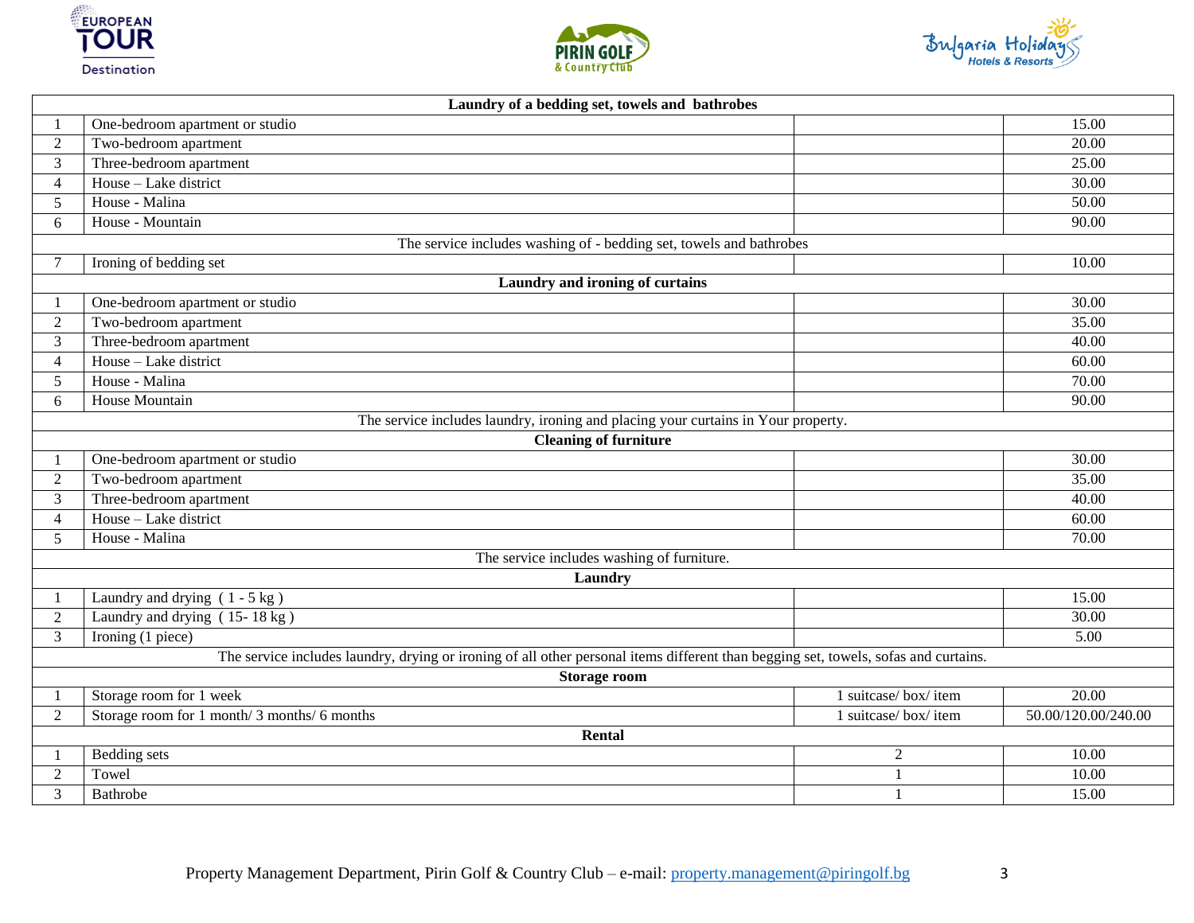| | Laundry of a bedding set, towels and bathrobes | | |
|---|---|---|---|
| 1 | One-bedroom apartment or studio | | 15.00 |
| 2 | Two-bedroom apartment | | 20.00 |
| 3 | Three-bedroom apartment | | 25.00 |
| 4 | House – Lake district | | 30.00 |
| 5 | House - Malina | | 50.00 |
| 6 | House - Mountain | | 90.00 |
| | The service includes washing of - bedding set, towels and bathrobes | | |
| 7 | Ironing of bedding set | | 10.00 |
| | **Laundry and ironing of curtains** | | |
| 1 | One-bedroom apartment or studio | | 30.00 |
| 2 | Two-bedroom apartment | | 35.00 |
| 3 | Three-bedroom apartment | | 40.00 |
| 4 | House – Lake district | | 60.00 |
| 5 | House - Malina | | 70.00 |
| 6 | House Mountain | | 90.00 |
| | The service includes laundry, ironing and placing your curtains in Your property. | | |
| | **Cleaning of furniture** | | |
| 1 | One-bedroom apartment or studio | | 30.00 |
| 2 | Two-bedroom apartment | | 35.00 |
| 3 | Three-bedroom apartment | | 40.00 |
| 4 | House – Lake district | | 60.00 |
| 5 | House - Malina | | 70.00 |
| | The service includes washing of furniture. | | |
| | **Laundry** | | |
| 1 | Laundry and drying ( 1 - 5 kg ) | | 15.00 |
| 2 | Laundry and drying ( 15- 18 kg ) | | 30.00 |
| 3 | Ironing (1 piece) | | 5.00 |
| | The service includes laundry, drying or ironing of all other personal items different than begging set, towels, sofas and curtains. | | |
| | **Storage room** | | |
| 1 | Storage room for 1 week | 1 suitcase/ box/ item | 20.00 |
| 2 | Storage room for 1 month/ 3 months/ 6 months | 1 suitcase/ box/ item | 50.00/120.00/240.00 |
| | **Rental** | | |
| 1 | Bedding sets | 2 | 10.00 |
| 2 | Towel | 1 | 10.00 |
| 3 | Bathrobe | 1 | 15.00 |

Property Management Department, Pirin Golf & Country Club – e-mail: property.management@piringolf.bg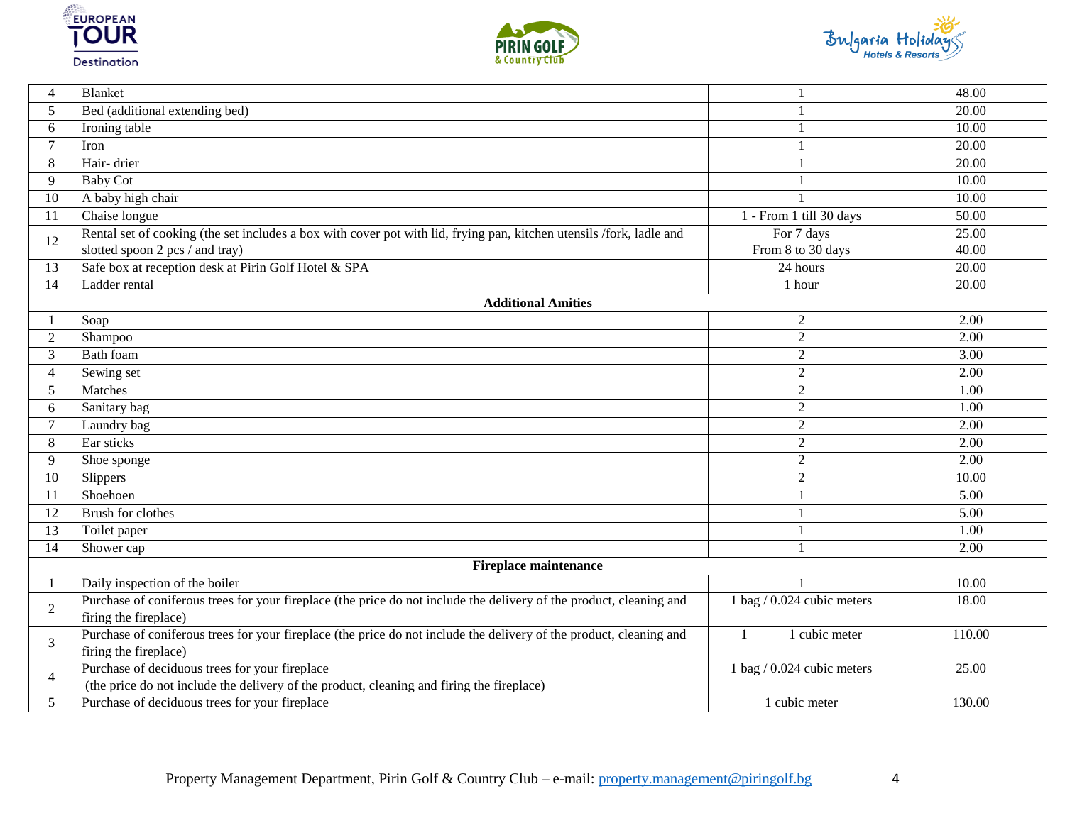| | | | |
|---|---|---|---|
| 4 | Blanket | 1 | 48.00 |
| 5 | Bed (additional extending bed) | 1 | 20.00 |
| 6 | Ironing table | 1 | 10.00 |
| 7 | Iron | 1 | 20.00 |
| 8 | Hair- drier | 1 | 20.00 |
| 9 | Baby Cot | 1 | 10.00 |
| 10 | A baby high chair | 1 | 10.00 |
| 11 | Chaise longue | 1 - From 1 till 30 days | 50.00 |
| 12 | Rental set of cooking (the set includes a box with cover pot with lid, frying pan, kitchen utensils /fork, ladle and slotted spoon 2 pcs / and tray) | For 7 days<br>From 8 to 30 days | 25.00<br>40.00 |
| 13 | Safe box at reception desk at Pirin Golf Hotel & SPA | 24 hours | 20.00 |
| 14 | Ladder rental | 1 hour | 20.00 |
| | **Additional Amities** | | |
| 1 | Soap | 2 | 2.00 |
| 2 | Shampoo | 2 | 2.00 |
| 3 | Bath foam | 2 | 3.00 |
| 4 | Sewing set | 2 | 2.00 |
| 5 | Matches | 2 | 1.00 |
| 6 | Sanitary bag | 2 | 1.00 |
| 7 | Laundry bag | 2 | 2.00 |
| 8 | Ear sticks | 2 | 2.00 |
| 9 | Shoe sponge | 2 | 2.00 |
| 10 | Slippers | 2 | 10.00 |
| 11 | Shoehoen | 1 | 5.00 |
| 12 | Brush for clothes | 1 | 5.00 |
| 13 | Toilet paper | 1 | 1.00 |
| 14 | Shower cap | 1 | 2.00 |
| | **Fireplace maintenance** | | |
| 1 | Daily inspection of the boiler | 1 | 10.00 |
| 2 | Purchase of coniferous trees for your fireplace (the price do not include the delivery of the product, cleaning and firing the fireplace) | 1 bag / 0.024 cubic meters | 18.00 |
| 3 | Purchase of coniferous trees for your fireplace (the price do not include the delivery of the product, cleaning and firing the fireplace) | 1 1 cubic meter | 110.00 |
| 4 | Purchase of deciduous trees for your fireplace<br>(the price do not include the delivery of the product, cleaning and firing the fireplace) | 1 bag / 0.024 cubic meters | 25.00 |
| 5 | Purchase of deciduous trees for your fireplace | 1 cubic meter | 130.00 |

Property Management Department, Pirin Golf & Country Club – e-mail: property.management@piringolf.bg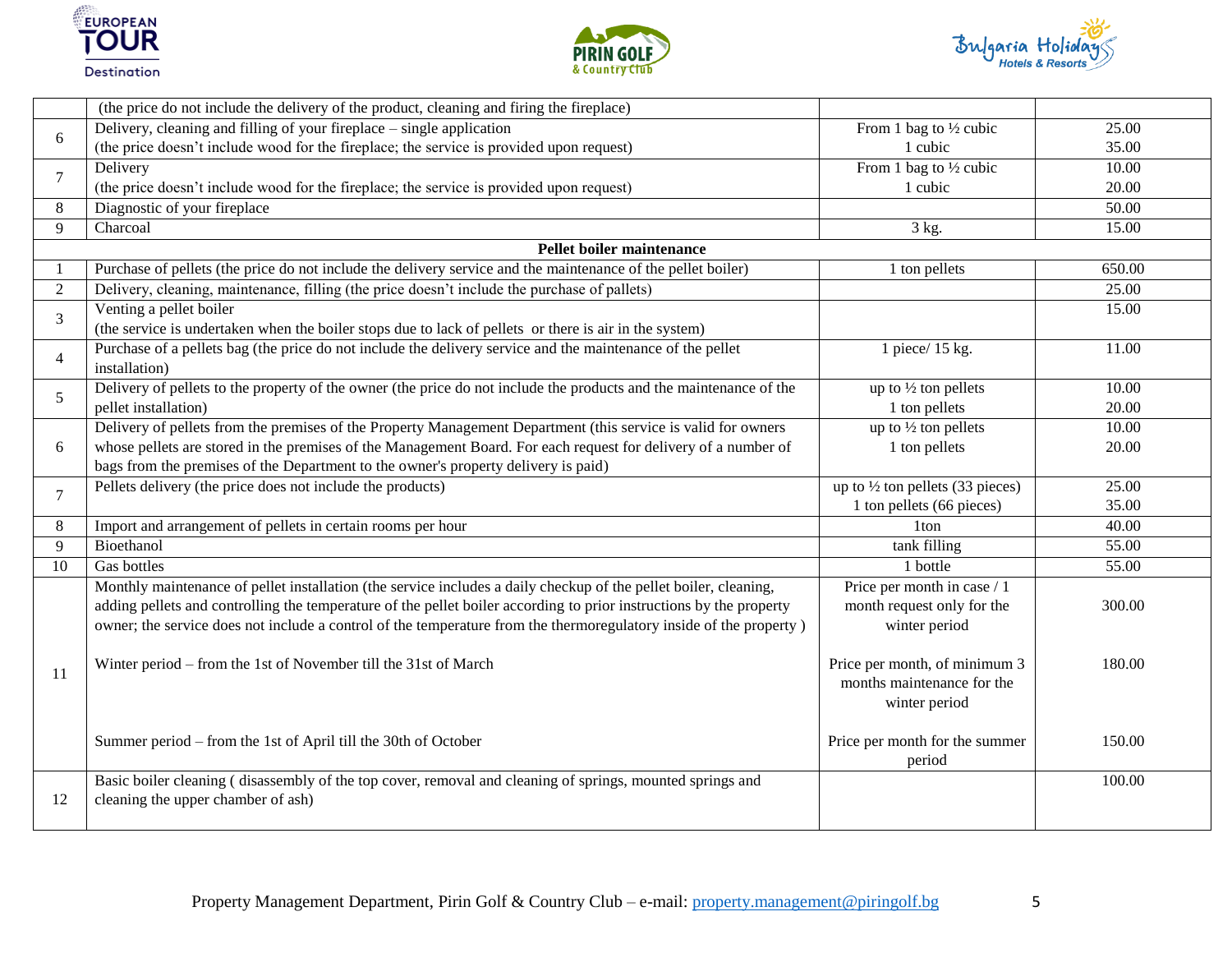| | | | |
|---|---|---|---|
| | (the price do not include the delivery of the product, cleaning and firing the fireplace) | | |
| 6 | Delivery, cleaning and filling of your fireplace – single application<br>(the price doesn't include wood for the fireplace; the service is provided upon request) | From 1 bag to ½ cubic<br>1 cubic | 25.00<br>35.00 |
| 7 | Delivery<br>(the price doesn't include wood for the fireplace; the service is provided upon request) | From 1 bag to ½ cubic<br>1 cubic | 10.00<br>20.00 |
| 8 | Diagnostic of your fireplace | | 50.00 |
| 9 | Charcoal | 3 kg. | 15.00 |
| | **Pellet boiler maintenance** | | |
| 1 | Purchase of pellets (the price do not include the delivery service and the maintenance of the pellet boiler) | 1 ton pellets | 650.00 |
| 2 | Delivery, cleaning, maintenance, filling (the price doesn't include the purchase of pallets) | | 25.00 |
| 3 | Venting a pellet boiler<br>(the service is undertaken when the boiler stops due to lack of pellets or there is air in the system) | | 15.00 |
| 4 | Purchase of a pellets bag (the price do not include the delivery service and the maintenance of the pellet installation) | 1 piece/ 15 kg. | 11.00 |
| 5 | Delivery of pellets to the property of the owner (the price do not include the products and the maintenance of the pellet installation) | up to ½ ton pellets<br>1 ton pellets | 10.00<br>20.00 |
| 6 | Delivery of pellets from the premises of the Property Management Department (this service is valid for owners whose pellets are stored in the premises of the Management Board. For each request for delivery of a number of bags from the premises of the Department to the owner's property delivery is paid) | up to ½ ton pellets<br>1 ton pellets | 10.00<br>20.00 |
| 7 | Pellets delivery (the price does not include the products) | up to ½ ton pellets (33 pieces)<br>1 ton pellets (66 pieces) | 25.00<br>35.00 |
| 8 | Import and arrangement of pellets in certain rooms per hour | 1ton | 40.00 |
| 9 | Bioethanol | tank filling | 55.00 |
| 10 | Gas bottles | 1 bottle | 55.00 |
| 11 | Monthly maintenance of pellet installation (the service includes a daily checkup of the pellet boiler, cleaning, adding pellets and controlling the temperature of the pellet boiler according to prior instructions by the property owner; the service does not include a control of the temperature from the thermoregulatory inside of the property )<br><br>Winter period – from the 1st of November till the 31st of March<br><br>Summer period – from the 1st of April till the 30th of October | Price per month in case / 1 month request only for the winter period<br><br>Price per month, of minimum 3 months maintenance for the winter period<br><br>Price per month for the summer period | 300.00<br><br>180.00<br><br>150.00 |
| 12 | Basic boiler cleaning ( disassembly of the top cover, removal and cleaning of springs, mounted springs and cleaning the upper chamber of ash) | | 100.00 |

Property Management Department, Pirin Golf & Country Club – e-mail: property.management@piringolf.bg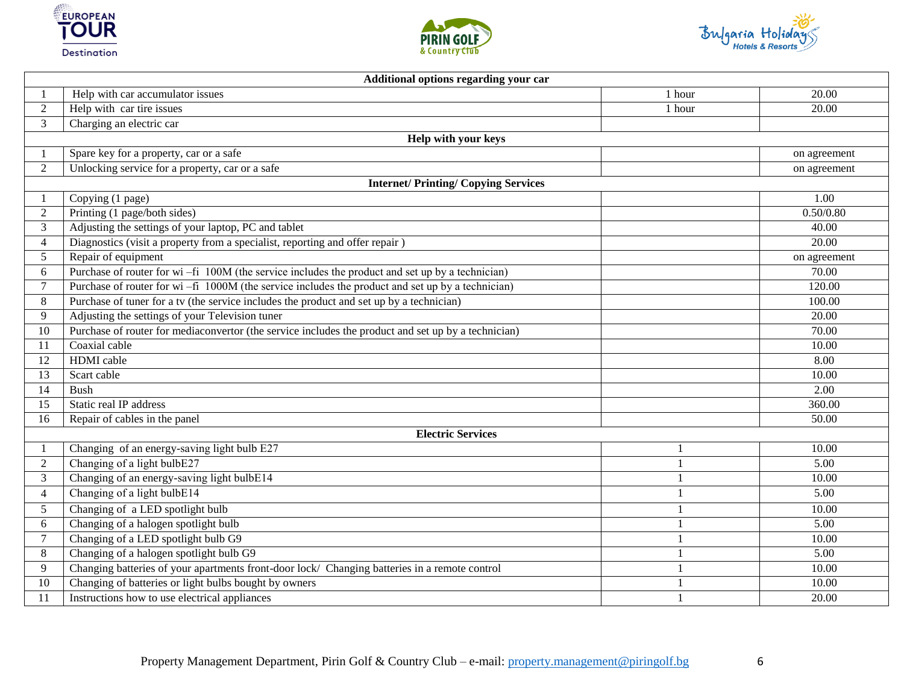| | Additional options regarding your car | | |
|---|---|---|---|
| 1 | Help with car accumulator issues | 1 hour | 20.00 |
| 2 | Help with car tire issues | 1 hour | 20.00 |
| 3 | Charging an electric car | | |
| | **Help with your keys** | | |
| 1 | Spare key for a property, car or a safe | | on agreement |
| 2 | Unlocking service for a property, car or a safe | | on agreement |
| | **Internet/ Printing/ Copying Services** | | |
| 1 | Copying (1 page) | | 1.00 |
| 2 | Printing (1 page/both sides) | | 0.50/0.80 |
| 3 | Adjusting the settings of your laptop, PC and tablet | | 40.00 |
| 4 | Diagnostics (visit a property from a specialist, reporting and offer repair ) | | 20.00 |
| 5 | Repair of equipment | | on agreement |
| 6 | Purchase of router for wi –fi 100M (the service includes the product and set up by a technician) | | 70.00 |
| 7 | Purchase of router for wi –fi 1000M (the service includes the product and set up by a technician) | | 120.00 |
| 8 | Purchase of tuner for a tv (the service includes the product and set up by a technician) | | 100.00 |
| 9 | Adjusting the settings of your Television tuner | | 20.00 |
| 10 | Purchase of router for mediaconvertor (the service includes the product and set up by a technician) | | 70.00 |
| 11 | Coaxial cable | | 10.00 |
| 12 | HDMI cable | | 8.00 |
| 13 | Scart cable | | 10.00 |
| 14 | Bush | | 2.00 |
| 15 | Static real IP address | | 360.00 |
| 16 | Repair of cables in the panel | | 50.00 |
| | **Electric Services** | | |
| 1 | Changing of an energy-saving light bulb E27 | 1 | 10.00 |
| 2 | Changing of a light bulbE27 | 1 | 5.00 |
| 3 | Changing of an energy-saving light bulbE14 | 1 | 10.00 |
| 4 | Changing of a light bulbE14 | 1 | 5.00 |
| 5 | Changing of a LED spotlight bulb | 1 | 10.00 |
| 6 | Changing of a halogen spotlight bulb | 1 | 5.00 |
| 7 | Changing of a LED spotlight bulb G9 | 1 | 10.00 |
| 8 | Changing of a halogen spotlight bulb G9 | 1 | 5.00 |
| 9 | Changing batteries of your apartments front-door lock/ Changing batteries in a remote control | 1 | 10.00 |
| 10 | Changing of batteries or light bulbs bought by owners | 1 | 10.00 |
| 11 | Instructions how to use electrical appliances | 1 | 20.00 |

Property Management Department, Pirin Golf & Country Club – e-mail: property.management@piringolf.bg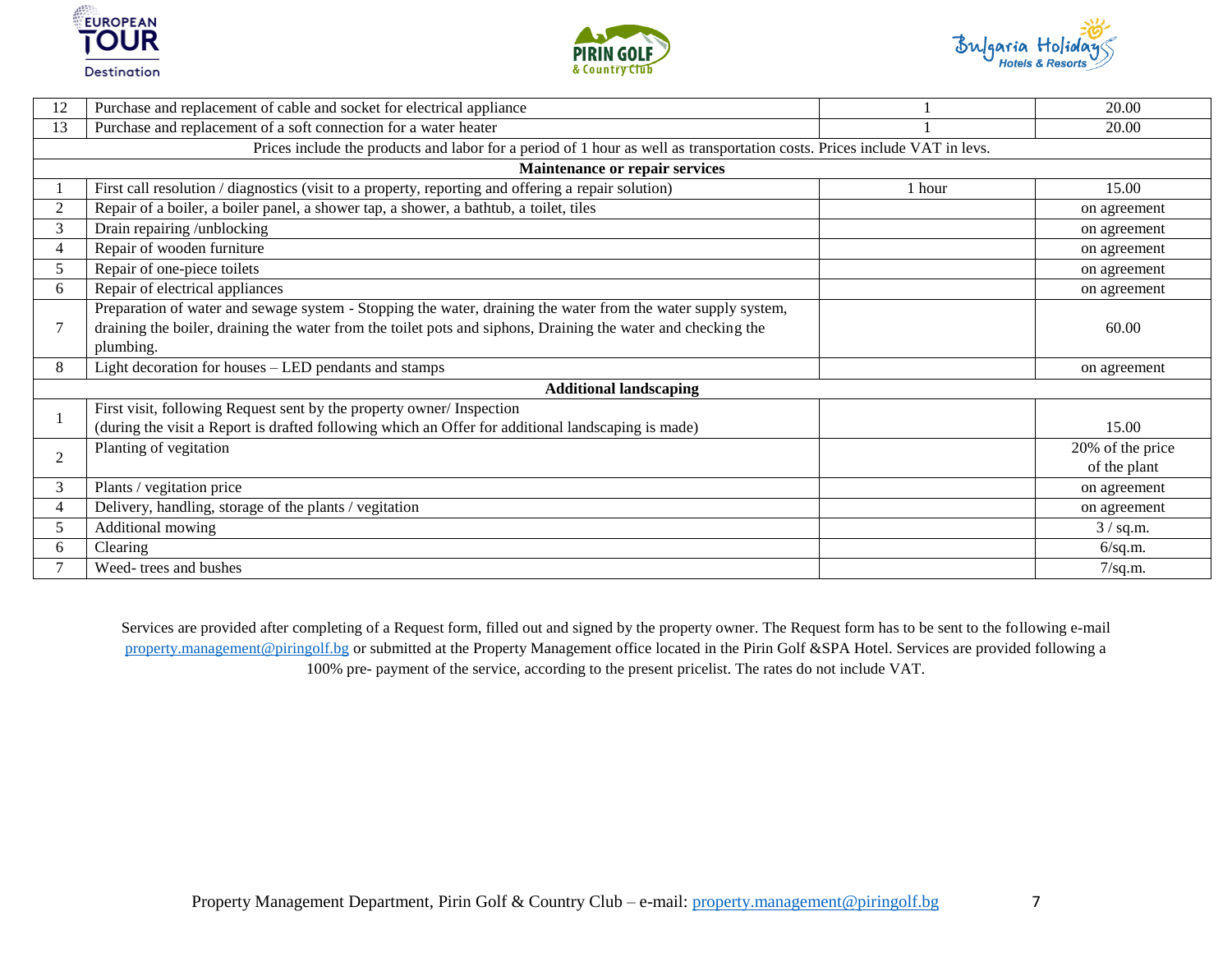| | | | |
|---|---|---|---|
| 12 | Purchase and replacement of cable and socket for electrical appliance | 1 | 20.00 |
| 13 | Purchase and replacement of a soft connection for a water heater | 1 | 20.00 |
| Prices include the products and labor for a period of 1 hour as well as transportation costs. Prices include VAT in levs. | | | |
| **Maintenance or repair services** | | | |
| 1 | First call resolution / diagnostics (visit to a property, reporting and offering a repair solution) | 1 hour | 15.00 |
| 2 | Repair of a boiler, a boiler panel, a shower tap, a shower, a bathtub, a toilet, tiles | | on agreement |
| 3 | Drain repairing /unblocking | | on agreement |
| 4 | Repair of wooden furniture | | on agreement |
| 5 | Repair of one-piece toilets | | on agreement |
| 6 | Repair of electrical appliances | | on agreement |
| 7 | Preparation of water and sewage system - Stopping the water, draining the water from the water supply system, draining the boiler, draining the water from the toilet pots and siphons, Draining the water and checking the plumbing. | | 60.00 |
| 8 | Light decoration for houses – LED pendants and stamps | | on agreement |
| **Additional landscaping** | | | |
| 1 | First visit, following Request sent by the property owner/ Inspection (during the visit a Report is drafted following which an Offer for additional landscaping is made) | | 15.00 |
| 2 | Planting of vegitation | | 20% of the price of the plant |
| 3 | Plants / vegitation price | | on agreement |
| 4 | Delivery, handling, storage of the plants / vegitation | | on agreement |
| 5 | Additional mowing | | 3 / sq.m. |
| 6 | Clearing | | 6/sq.m. |
| 7 | Weed- trees and bushes | | 7/sq.m. |

Services are provided after completing of a Request form, filled out and signed by the property owner. The Request form has to be sent to the following e-mail property.management@piringolf.bg or submitted at the Property Management office located in the Pirin Golf &SPA Hotel. Services are provided following a 100% pre- payment of the service, according to the present pricelist. The rates do not include VAT.